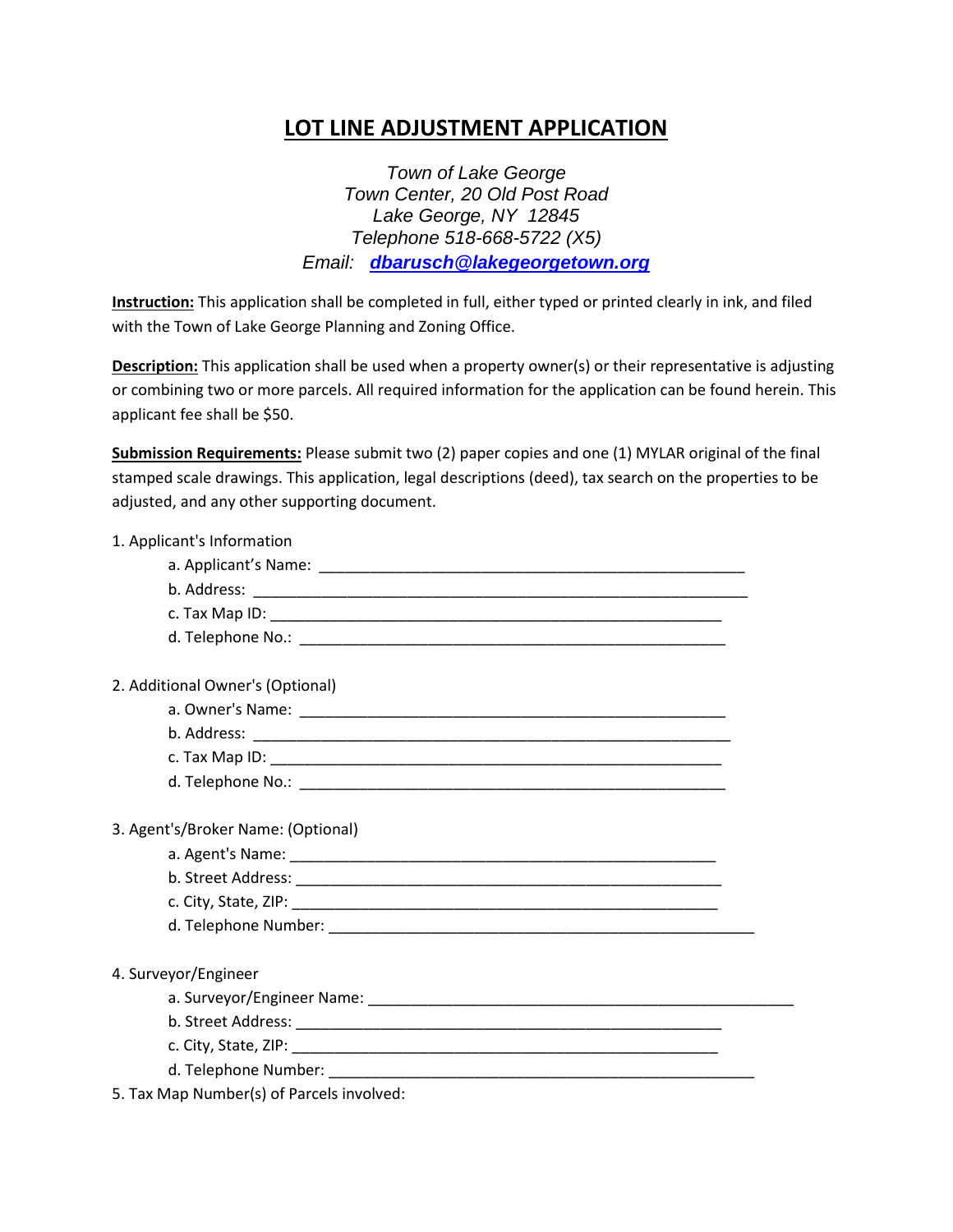# LOT LINE ADJUSTMENT APPLICATION

*Town of Lake George*
*Town Center, 20 Old Post Road*
*Lake George, NY 12845*
*Telephone 518-668-5722 (X5)*
*Email:* ***dbarusch@lakegeorgetown.org***

**Instruction:** This application shall be completed in full, either typed or printed clearly in ink, and filed with the Town of Lake George Planning and Zoning Office.

**Description:** This application shall be used when a property owner(s) or their representative is adjusting or combining two or more parcels. All required information for the application can be found herein. This applicant fee shall be $50.

**Submission Requirements:** Please submit two (2) paper copies and one (1) MYLAR original of the final stamped scale drawings. This application, legal descriptions (deed), tax search on the properties to be adjusted, and any other supporting document.

1. Applicant's Information
   - a. Applicant's Name: ___________________________________________________
   - b. Address: ________________________________________________________
   - c. Tax Map ID: _____________________________________________________
   - d. Telephone No.: ___________________________________________________

2. Additional Owner's (Optional)
   - a. Owner's Name: ___________________________________________________
   - b. Address: ______________________________________________________
   - c. Tax Map ID: _____________________________________________________
   - d. Telephone No.: ___________________________________________________

3. Agent's/Broker Name: (Optional)
   - a. Agent's Name: ___________________________________________________
   - b. Street Address: __________________________________________________
   - c. City, State, ZIP: _________________________________________________
   - d. Telephone Number: ________________________________________________

4. Surveyor/Engineer
   - a. Surveyor/Engineer Name: ____________________________________________
   - b. Street Address: __________________________________________________
   - c. City, State, ZIP: _________________________________________________
   - d. Telephone Number: ________________________________________________

5. Tax Map Number(s) of Parcels involved: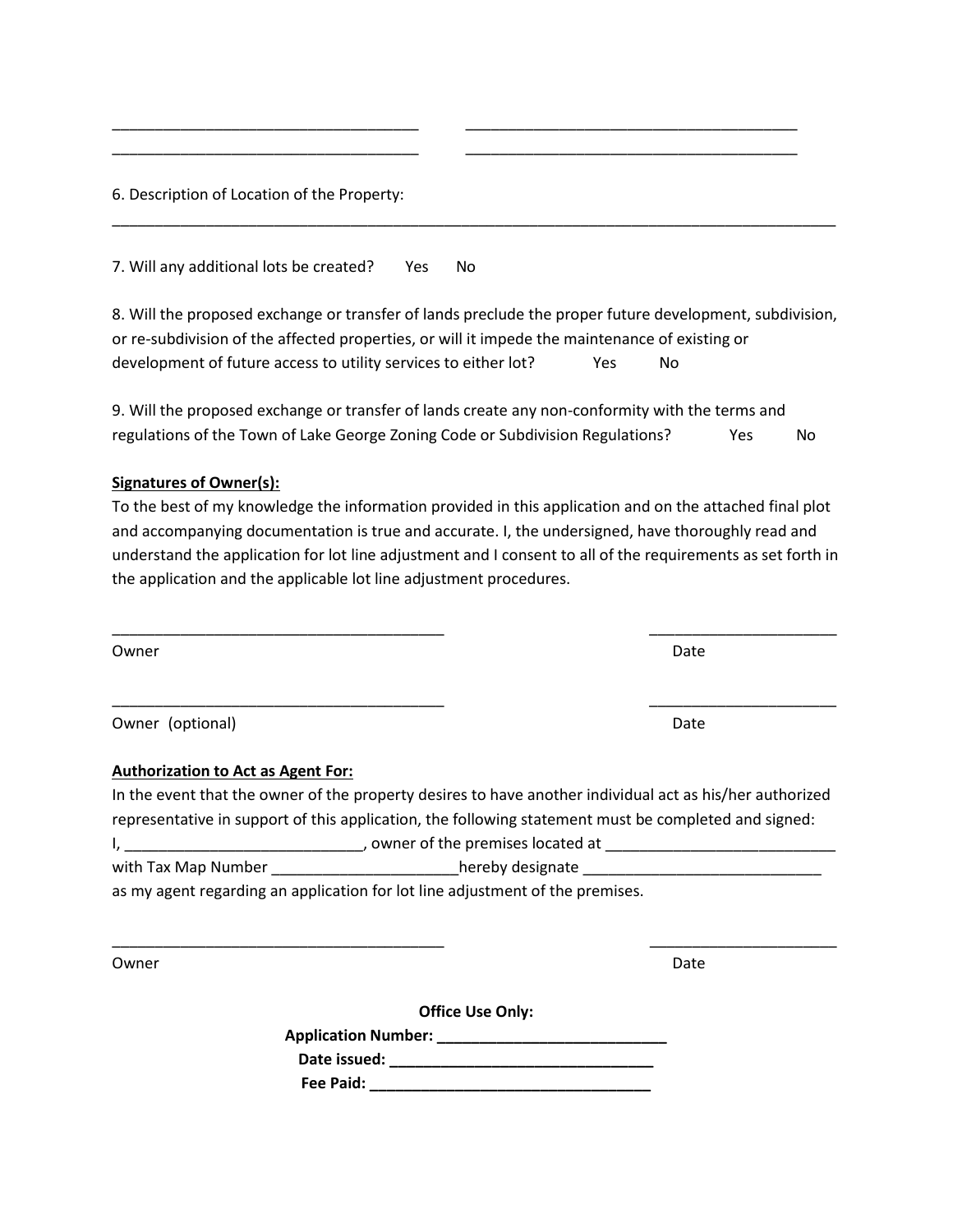\_\_\_\_\_\_\_\_\_\_\_\_\_\_\_\_\_\_\_\_\_\_\_\_\_\_\_\_\_\_\_\_\_\_\_\_ \_\_\_\_\_\_\_\_\_\_\_\_\_\_\_\_\_\_\_\_\_\_\_\_\_\_\_\_\_\_\_\_\_\_\_\_\_\_\_

\_\_\_\_\_\_\_\_\_\_\_\_\_\_\_\_\_\_\_\_\_\_\_\_\_\_\_\_\_\_\_\_\_\_\_\_ \_\_\_\_\_\_\_\_\_\_\_\_\_\_\_\_\_\_\_\_\_\_\_\_\_\_\_\_\_\_\_\_\_\_\_\_\_\_\_

6. Description of Location of the Property:

\_\_\_\_\_\_\_\_\_\_\_\_\_\_\_\_\_\_\_\_\_\_\_\_\_\_\_\_\_\_\_\_\_\_\_\_\_\_\_\_\_\_\_\_\_\_\_\_\_\_\_\_\_\_\_\_\_\_\_\_\_\_\_\_\_\_\_\_\_\_\_\_\_\_\_\_\_\_\_\_\_\_\_\_\_\_

7. Will any additional lots be created? Yes No

8. Will the proposed exchange or transfer of lands preclude the proper future development, subdivision, or re-subdivision of the affected properties, or will it impede the maintenance of existing or development of future access to utility services to either lot? Yes No

9. Will the proposed exchange or transfer of lands create any non-conformity with the terms and regulations of the Town of Lake George Zoning Code or Subdivision Regulations? Yes No

**Signatures of Owner(s):**

To the best of my knowledge the information provided in this application and on the attached final plot and accompanying documentation is true and accurate. I, the undersigned, have thoroughly read and understand the application for lot line adjustment and I consent to all of the requirements as set forth in the application and the applicable lot line adjustment procedures.

\_\_\_\_\_\_\_\_\_\_\_\_\_\_\_\_\_\_\_\_\_\_\_\_\_\_\_\_\_\_\_\_\_\_\_\_\_\_\_ \_\_\_\_\_\_\_\_\_\_\_\_\_\_\_\_\_\_\_\_\_\_

Owner Date

\_\_\_\_\_\_\_\_\_\_\_\_\_\_\_\_\_\_\_\_\_\_\_\_\_\_\_\_\_\_\_\_\_\_\_\_\_\_\_ \_\_\_\_\_\_\_\_\_\_\_\_\_\_\_\_\_\_\_\_\_\_

Owner (optional) Date

**Authorization to Act as Agent For:**

In the event that the owner of the property desires to have another individual act as his/her authorized representative in support of this application, the following statement must be completed and signed:

I, \_\_\_\_\_\_\_\_\_\_\_\_\_\_\_\_\_\_\_\_\_\_\_\_\_\_\_\_, owner of the premises located at \_\_\_\_\_\_\_\_\_\_\_\_\_\_\_\_\_\_\_\_\_\_\_\_\_\_\_ with Tax Map Number \_\_\_\_\_\_\_\_\_\_\_\_\_\_\_\_\_\_\_\_\_\_hereby designate \_\_\_\_\_\_\_\_\_\_\_\_\_\_\_\_\_\_\_\_\_\_\_\_\_\_\_\_\_ as my agent regarding an application for lot line adjustment of the premises.

\_\_\_\_\_\_\_\_\_\_\_\_\_\_\_\_\_\_\_\_\_\_\_\_\_\_\_\_\_\_\_\_\_\_\_\_\_\_\_ \_\_\_\_\_\_\_\_\_\_\_\_\_\_\_\_\_\_\_\_\_\_

Owner Date

**Office Use Only:**

**Application Number: \_\_\_\_\_\_\_\_\_\_\_\_\_\_\_\_\_\_\_\_\_\_\_\_\_\_\_**

**Date issued: \_\_\_\_\_\_\_\_\_\_\_\_\_\_\_\_\_\_\_\_\_\_\_\_\_\_\_\_\_\_\_**

**Fee Paid: \_\_\_\_\_\_\_\_\_\_\_\_\_\_\_\_\_\_\_\_\_\_\_\_\_\_\_\_\_\_\_\_\_**